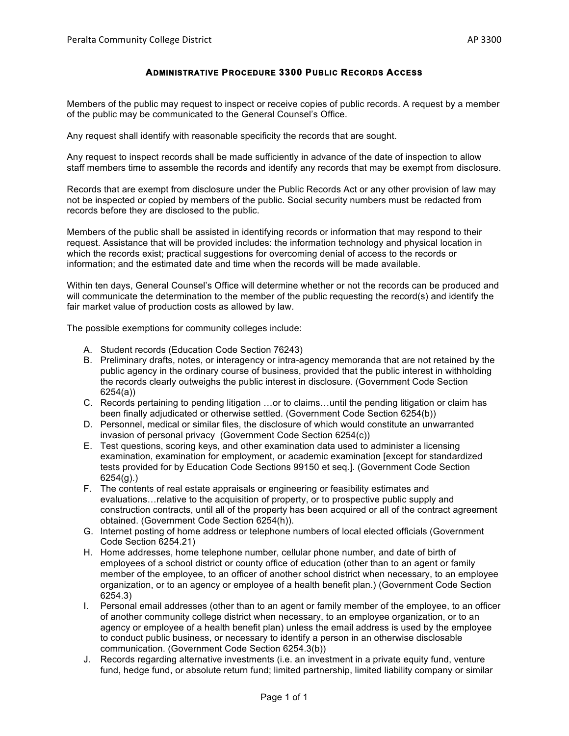# Administrative Procedure 3300 Public Records Access

Members of the public may request to inspect or receive copies of public records. A request by a member of the public may be communicated to the General Counsel's Office.

Any request shall identify with reasonable specificity the records that are sought.

Any request to inspect records shall be made sufficiently in advance of the date of inspection to allow staff members time to assemble the records and identify any records that may be exempt from disclosure.

Records that are exempt from disclosure under the Public Records Act or any other provision of law may not be inspected or copied by members of the public. Social security numbers must be redacted from records before they are disclosed to the public.

Members of the public shall be assisted in identifying records or information that may respond to their request. Assistance that will be provided includes: the information technology and physical location in which the records exist; practical suggestions for overcoming denial of access to the records or information; and the estimated date and time when the records will be made available.

Within ten days, General Counsel's Office will determine whether or not the records can be produced and will communicate the determination to the member of the public requesting the record(s) and identify the fair market value of production costs as allowed by law.

The possible exemptions for community colleges include:

A. Student records (Education Code Section 76243)
B. Preliminary drafts, notes, or interagency or intra-agency memoranda that are not retained by the public agency in the ordinary course of business, provided that the public interest in withholding the records clearly outweighs the public interest in disclosure. (Government Code Section 6254(a))
C. Records pertaining to pending litigation …or to claims…until the pending litigation or claim has been finally adjudicated or otherwise settled. (Government Code Section 6254(b))
D. Personnel, medical or similar files, the disclosure of which would constitute an unwarranted invasion of personal privacy (Government Code Section 6254(c))
E. Test questions, scoring keys, and other examination data used to administer a licensing examination, examination for employment, or academic examination [except for standardized tests provided for by Education Code Sections 99150 et seq.]. (Government Code Section 6254(g).)
F. The contents of real estate appraisals or engineering or feasibility estimates and evaluations…relative to the acquisition of property, or to prospective public supply and construction contracts, until all of the property has been acquired or all of the contract agreement obtained. (Government Code Section 6254(h)).
G. Internet posting of home address or telephone numbers of local elected officials (Government Code Section 6254.21)
H. Home addresses, home telephone number, cellular phone number, and date of birth of employees of a school district or county office of education (other than to an agent or family member of the employee, to an officer of another school district when necessary, to an employee organization, or to an agency or employee of a health benefit plan.) (Government Code Section 6254.3)
I. Personal email addresses (other than to an agent or family member of the employee, to an officer of another community college district when necessary, to an employee organization, or to an agency or employee of a health benefit plan) unless the email address is used by the employee to conduct public business, or necessary to identify a person in an otherwise disclosable communication. (Government Code Section 6254.3(b))
J. Records regarding alternative investments (i.e. an investment in a private equity fund, venture fund, hedge fund, or absolute return fund; limited partnership, limited liability company or similar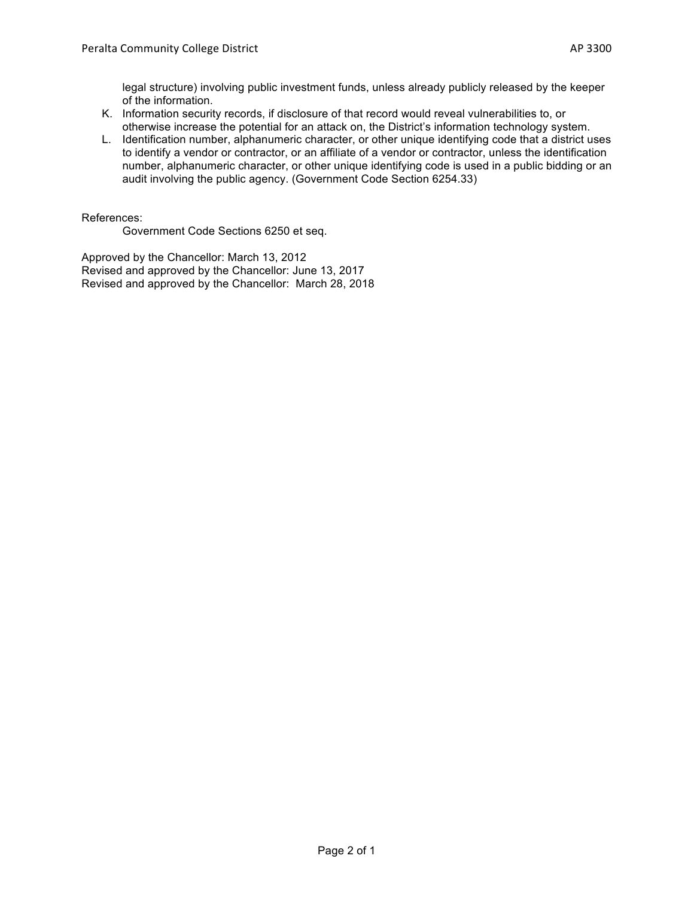legal structure) involving public investment funds, unless already publicly released by the keeper of the information.

K. Information security records, if disclosure of that record would reveal vulnerabilities to, or otherwise increase the potential for an attack on, the District's information technology system.

L. Identification number, alphanumeric character, or other unique identifying code that a district uses to identify a vendor or contractor, or an affiliate of a vendor or contractor, unless the identification number, alphanumeric character, or other unique identifying code is used in a public bidding or an audit involving the public agency. (Government Code Section 6254.33)

References:

Government Code Sections 6250 et seq.

Approved by the Chancellor: March 13, 2012
Revised and approved by the Chancellor: June 13, 2017
Revised and approved by the Chancellor: March 28, 2018